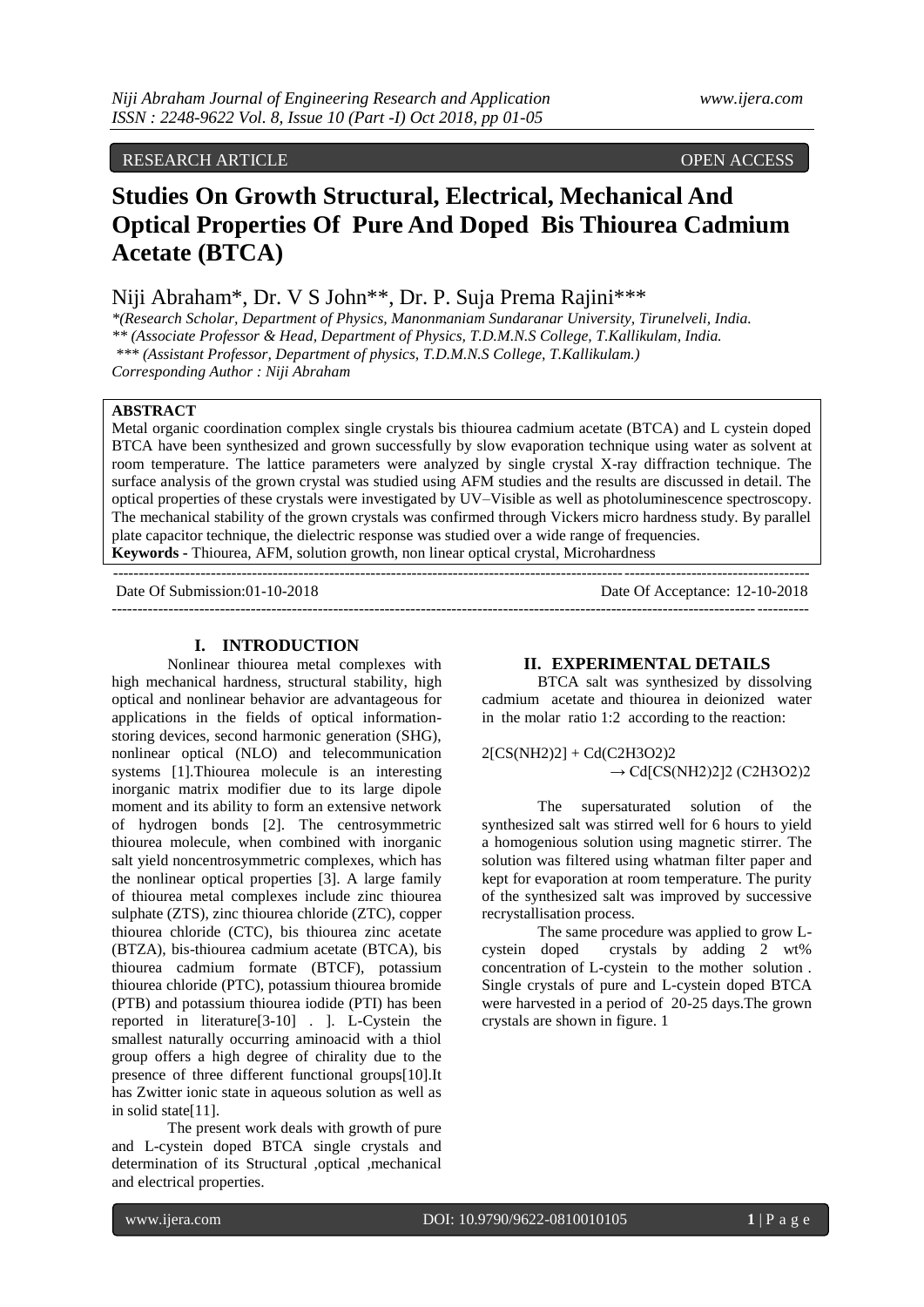RESEARCH ARTICLE OPEN ACCESS

# Studies On Growth Structural, Electrical, Mechanical And Optical Properties Of Pure And Doped Bis Thiourea Cadmium Acetate (BTCA)

Niji Abraham*, Dr. V S John**, Dr. P. Suja Prema Rajini***

*(Research Scholar, Department of Physics, Manonmaniam Sundaranar University, Tirunelveli, India.
** (Associate Professor & Head, Department of Physics, T.D.M.N.S College, T.Kallikulam, India.
*** (Assistant Professor, Department of physics, T.D.M.N.S College, T.Kallikulam.)
Corresponding Author : Niji Abraham

**ABSTRACT**

Metal organic coordination complex single crystals bis thiourea cadmium acetate (BTCA) and L cystein doped BTCA have been synthesized and grown successfully by slow evaporation technique using water as solvent at room temperature. The lattice parameters were analyzed by single crystal X-ray diffraction technique. The surface analysis of the grown crystal was studied using AFM studies and the results are discussed in detail. The optical properties of these crystals were investigated by UV–Visible as well as photoluminescence spectroscopy. The mechanical stability of the grown crystals was confirmed through Vickers micro hardness study. By parallel plate capacitor technique, the dielectric response was studied over a wide range of frequencies.

**Keywords -** Thiourea, AFM, solution growth, non linear optical crystal, Microhardness

Date Of Submission:01-10-2018 Date Of Acceptance: 12-10-2018

## I. INTRODUCTION

Nonlinear thiourea metal complexes with high mechanical hardness, structural stability, high optical and nonlinear behavior are advantageous for applications in the fields of optical information-storing devices, second harmonic generation (SHG), nonlinear optical (NLO) and telecommunication systems [1].Thiourea molecule is an interesting inorganic matrix modifier due to its large dipole moment and its ability to form an extensive network of hydrogen bonds [2]. The centrosymmetric thiourea molecule, when combined with inorganic salt yield noncentrosymmetric complexes, which has the nonlinear optical properties [3]. A large family of thiourea metal complexes include zinc thiourea sulphate (ZTS), zinc thiourea chloride (ZTC), copper thiourea chloride (CTC), bis thiourea zinc acetate (BTZA), bis-thiourea cadmium acetate (BTCA), bis thiourea cadmium formate (BTCF), potassium thiourea chloride (PTC), potassium thiourea bromide (PTB) and potassium thiourea iodide (PTI) has been reported in literature[3-10] . ]. L-Cystein the smallest naturally occurring aminoacid with a thiol group offers a high degree of chirality due to the presence of three different functional groups[10].It has Zwitter ionic state in aqueous solution as well as in solid state[11].

The present work deals with growth of pure and L-cystein doped BTCA single crystals and determination of its Structural ,optical ,mechanical and electrical properties.

## II. EXPERIMENTAL DETAILS

BTCA salt was synthesized by dissolving cadmium acetate and thiourea in deionized water in the molar ratio 1:2 according to the reaction:

$$2[CS(NH_2)_2] + Cd(C_2H_3O_2)_2 \rightarrow Cd[CS(NH_2)_2]_2 (C_2H_3O_2)_2$$

The supersaturated solution of the synthesized salt was stirred well for 6 hours to yield a homogenious solution using magnetic stirrer. The solution was filtered using whatman filter paper and kept for evaporation at room temperature. The purity of the synthesized salt was improved by successive recrystallisation process.

The same procedure was applied to grow L-cystein doped crystals by adding 2 wt% concentration of L-cystein to the mother solution . Single crystals of pure and L-cystein doped BTCA were harvested in a period of 20-25 days.The grown crystals are shown in figure. 1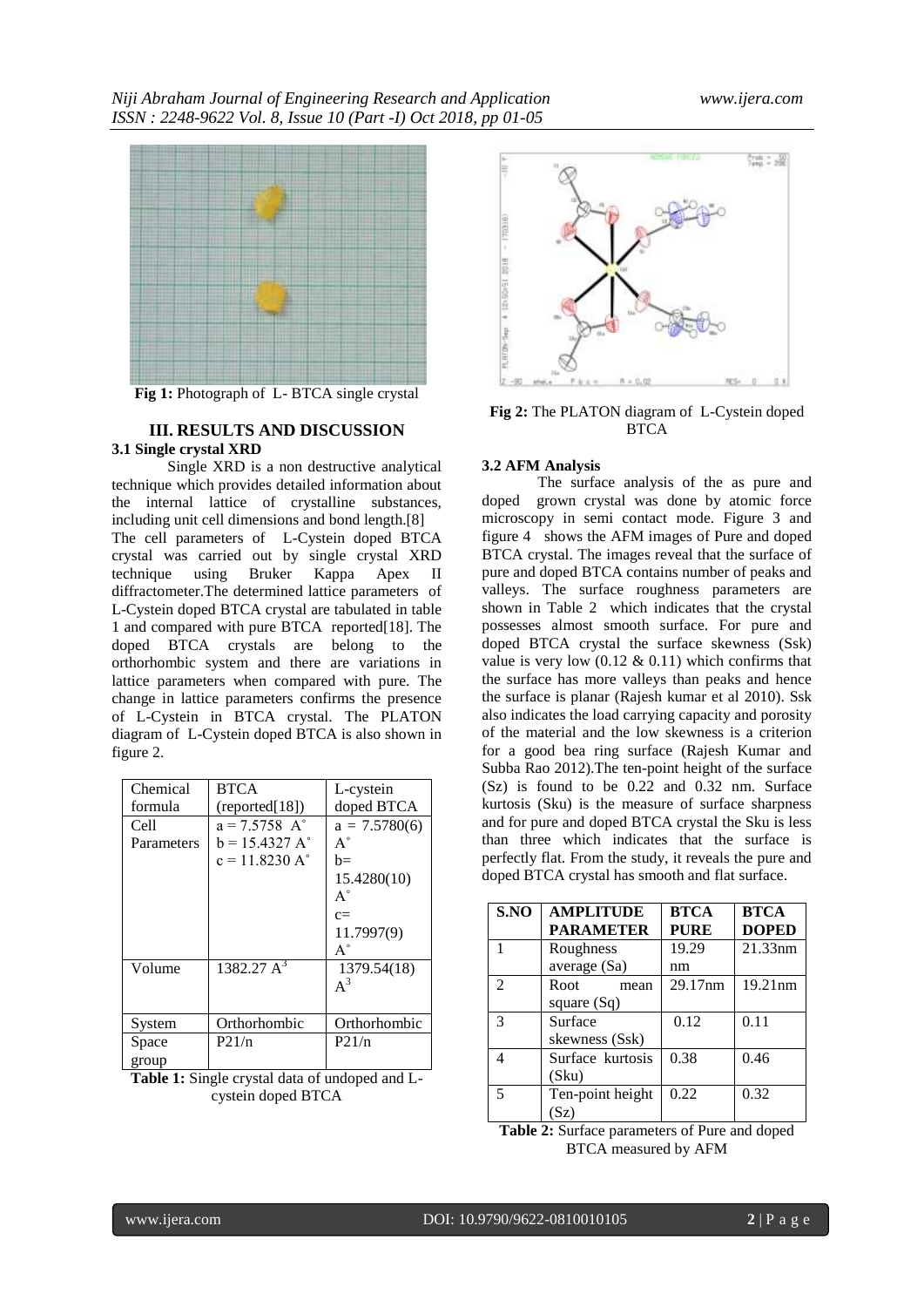**Fig 1:** Photograph of L- BTCA single crystal

**Fig 2:** The PLATON diagram of L-Cystein doped BTCA

## III. RESULTS AND DISCUSSION

### 3.1 Single crystal XRD

Single XRD is a non destructive analytical technique which provides detailed information about the internal lattice of crystalline substances, including unit cell dimensions and bond length.[8] The cell parameters of L-Cystein doped BTCA crystal was carried out by single crystal XRD technique using Bruker Kappa Apex II diffractometer.The determined lattice parameters of L-Cystein doped BTCA crystal are tabulated in table 1 and compared with pure BTCA reported[18]. The doped BTCA crystals are belong to the orthorhombic system and there are variations in lattice parameters when compared with pure. The change in lattice parameters confirms the presence of L-Cystein in BTCA crystal. The PLATON diagram of L-Cystein doped BTCA is also shown in figure 2.

| Chemical formula | BTCA (reported[18]) | L-cystein doped BTCA |
|---|---|---|
| Cell Parameters | a = 7.5758 A° b = 15.4327 A° c = 11.8230 A° | a = 7.5780(6) A° b= 15.4280(10) A° c= 11.7997(9) A° |
| Volume | 1382.27 $A^3$ | 1379.54(18) $A^3$ |
| System | Orthorhombic | Orthorhombic |
| Space group | P21/n | P21/n |

**Table 1:** Single crystal data of undoped and L-cystein doped BTCA

### 3.2 AFM Analysis

The surface analysis of the as pure and doped grown crystal was done by atomic force microscopy in semi contact mode. Figure 3 and figure 4 shows the AFM images of Pure and doped BTCA crystal. The images reveal that the surface of pure and doped BTCA contains number of peaks and valleys. The surface roughness parameters are shown in Table 2 which indicates that the crystal possesses almost smooth surface. For pure and doped BTCA crystal the surface skewness (Ssk) value is very low (0.12 & 0.11) which confirms that the surface has more valleys than peaks and hence the surface is planar (Rajesh kumar et al 2010). Ssk also indicates the load carrying capacity and porosity of the material and the low skewness is a criterion for a good bea ring surface (Rajesh Kumar and Subba Rao 2012).The ten-point height of the surface (Sz) is found to be 0.22 and 0.32 nm. Surface kurtosis (Sku) is the measure of surface sharpness and for pure and doped BTCA crystal the Sku is less than three which indicates that the surface is perfectly flat. From the study, it reveals the pure and doped BTCA crystal has smooth and flat surface.

| S.NO | AMPLITUDE PARAMETER | BTCA PURE | BTCA DOPED |
|---|---|---|---|
| 1 | Roughness average (Sa) | 19.29 nm | 21.33nm |
| 2 | Root mean square (Sq) | 29.17nm | 19.21nm |
| 3 | Surface skewness (Ssk) | 0.12 | 0.11 |
| 4 | Surface kurtosis (Sku) | 0.38 | 0.46 |
| 5 | Ten-point height (Sz) | 0.22 | 0.32 |

**Table 2:** Surface parameters of Pure and doped BTCA measured by AFM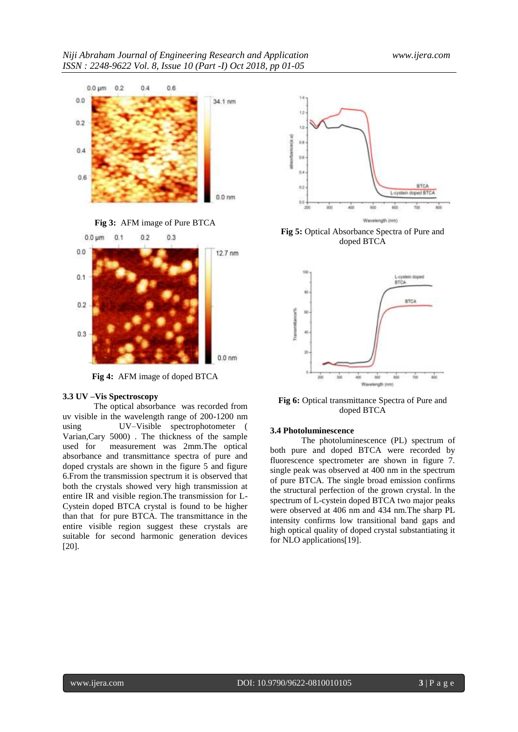Fig 3: AFM image of Pure BTCA

Fig 4: AFM image of doped BTCA

### 3.3 UV –Vis Spectroscopy

The optical absorbance was recorded from uv visible in the wavelength range of 200-1200 nm using UV–Visible spectrophotometer ( Varian,Cary 5000) . The thickness of the sample used for measurement was 2mm.The optical absorbance and transmittance spectra of pure and doped crystals are shown in the figure 5 and figure 6.From the transmission spectrum it is observed that both the crystals showed very high transmission at entire IR and visible region.The transmission for L-Cystein doped BTCA crystal is found to be higher than that for pure BTCA. The transmittance in the entire visible region suggest these crystals are suitable for second harmonic generation devices [20].

**Fig 5:** Optical Absorbance Spectra of Pure and doped BTCA

**Fig 6:** Optical transmittance Spectra of Pure and doped BTCA

### 3.4 Photoluminescence

The photoluminescence (PL) spectrum of both pure and doped BTCA were recorded by fluorescence spectrometer are shown in figure 7. single peak was observed at 400 nm in the spectrum of pure BTCA. The single broad emission confirms the structural perfection of the grown crystal. ln the spectrum of L-cystein doped BTCA two major peaks were observed at 406 nm and 434 nm.The sharp PL intensity confirms low transitional band gaps and high optical quality of doped crystal substantiating it for NLO applications[19].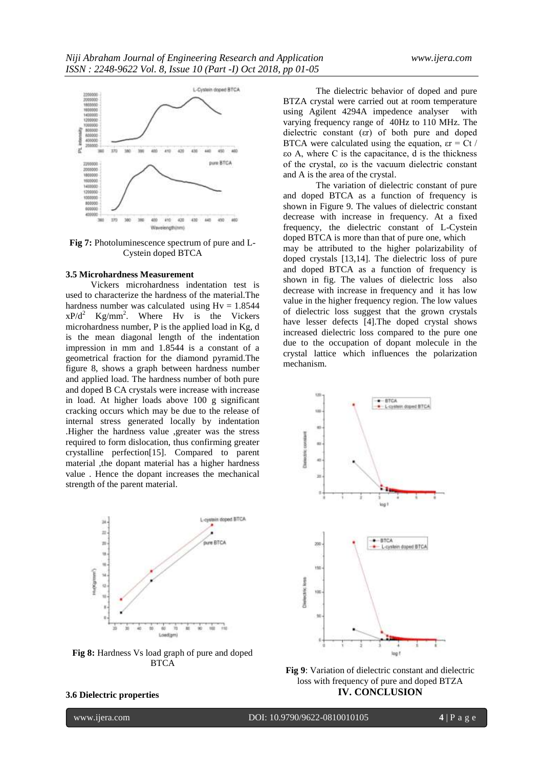**Fig 7:** Photoluminescence spectrum of pure and L-Cystein doped BTCA

### 3.5 Microhardness Measurement

Vickers microhardness indentation test is used to characterize the hardness of the material.The hardness number was calculated using Hv = 1.8544 $xP/d^2$ Kg/mm$^2$. Where Hv is the Vickers microhardness number, P is the applied load in Kg, d is the mean diagonal length of the indentation impression in mm and 1.8544 is a constant of a geometrical fraction for the diamond pyramid.The figure 8, shows a graph between hardness number and applied load. The hardness number of both pure and doped B CA crystals were increase with increase in load. At higher loads above 100 g significant cracking occurs which may be due to the release of internal stress generated locally by indentation .Higher the hardness value ,greater was the stress required to form dislocation, thus confirming greater crystalline perfection[15]. Compared to parent material ,the dopant material has a higher hardness value . Hence the dopant increases the mechanical strength of the parent material.

**Fig 8:** Hardness Vs load graph of pure and doped BTCA

### 3.6 Dielectric properties

The dielectric behavior of doped and pure BTZA crystal were carried out at room temperature using Agilent 4294A impedence analyser with varying frequency range of 40Hz to 110 MHz. The dielectric constant (εr) of both pure and doped BTCA were calculated using the equation, εr = Ct / εo A, where C is the capacitance, d is the thickness of the crystal, εo is the vacuum dielectric constant and A is the area of the crystal.

The variation of dielectric constant of pure and doped BTCA as a function of frequency is shown in Figure 9. The values of dielectric constant decrease with increase in frequency. At a fixed frequency, the dielectric constant of L-Cystein doped BTCA is more than that of pure one, which may be attributed to the higher polarizability of doped crystals [13,14]. The dielectric loss of pure and doped BTCA as a function of frequency is shown in fig. The values of dielectric loss also decrease with increase in frequency and it has low value in the higher frequency region. The low values of dielectric loss suggest that the grown crystals have lesser defects [4].The doped crystal shows increased dielectric loss compared to the pure one due to the occupation of dopant molecule in the crystal lattice which influences the polarization mechanism.

**Fig 9**: Variation of dielectric constant and dielectric loss with frequency of pure and doped BTZA

## IV. CONCLUSION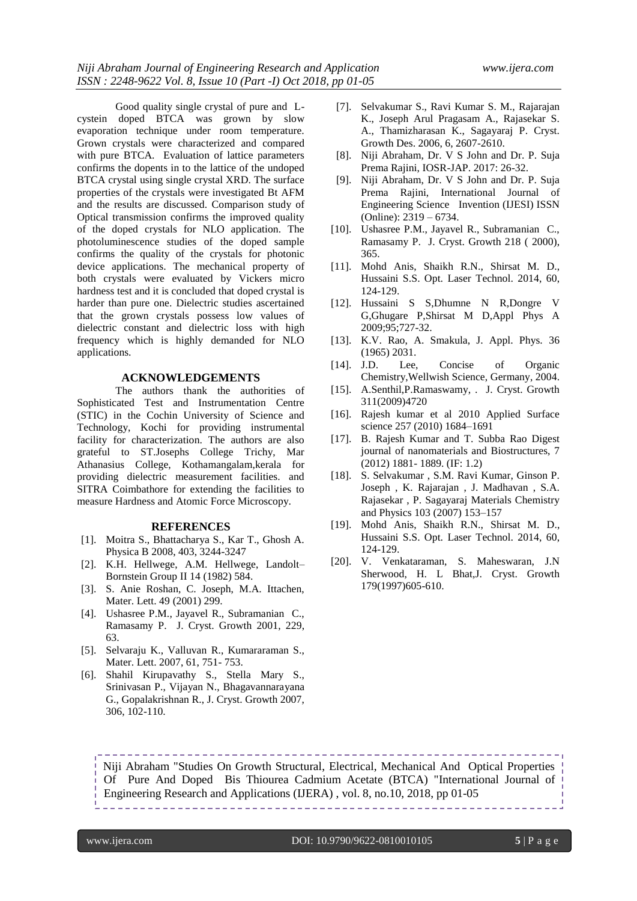Good quality single crystal of pure and L-cystein doped BTCA was grown by slow evaporation technique under room temperature. Grown crystals were characterized and compared with pure BTCA. Evaluation of lattice parameters confirms the dopents in to the lattice of the undoped BTCA crystal using single crystal XRD. The surface properties of the crystals were investigated Bt AFM and the results are discussed. Comparison study of Optical transmission confirms the improved quality of the doped crystals for NLO application. The photoluminescence studies of the doped sample confirms the quality of the crystals for photonic device applications. The mechanical property of both crystals were evaluated by Vickers micro hardness test and it is concluded that doped crystal is harder than pure one. Dielectric studies ascertained that the grown crystals possess low values of dielectric constant and dielectric loss with high frequency which is highly demanded for NLO applications.

## ACKNOWLEDGEMENTS

The authors thank the authorities of Sophisticated Test and Instrumentation Centre (STIC) in the Cochin University of Science and Technology, Kochi for providing instrumental facility for characterization. The authors are also grateful to ST.Josephs College Trichy, Mar Athanasius College, Kothamangalam,kerala for providing dielectric measurement facilities. and SITRA Coimbathore for extending the facilities to measure Hardness and Atomic Force Microscopy.

## REFERENCES

[1]. Moitra S., Bhattacharya S., Kar T., Ghosh A. Physica B 2008, 403, 3244-3247

[2]. K.H. Hellwege, A.M. Hellwege, Landolt–Bornstein Group II 14 (1982) 584.

[3]. S. Anie Roshan, C. Joseph, M.A. Ittachen, Mater. Lett. 49 (2001) 299.

[4]. Ushasree P.M., Jayavel R., Subramanian C., Ramasamy P. J. Cryst. Growth 2001, 229, 63.

[5]. Selvaraju K., Valluvan R., Kumararaman S., Mater. Lett. 2007, 61, 751- 753.

[6]. Shahil Kirupavathy S., Stella Mary S., Srinivasan P., Vijayan N., Bhagavannarayana G., Gopalakrishnan R., J. Cryst. Growth 2007, 306, 102-110.

[7]. Selvakumar S., Ravi Kumar S. M., Rajarajan K., Joseph Arul Pragasam A., Rajasekar S. A., Thamizharasan K., Sagayaraj P. Cryst. Growth Des. 2006, 6, 2607-2610.

[8]. Niji Abraham, Dr. V S John and Dr. P. Suja Prema Rajini, IOSR-JAP. 2017: 26-32.

[9]. Niji Abraham, Dr. V S John and Dr. P. Suja Prema Rajini, International Journal of Engineering Science Invention (IJESI) ISSN (Online): 2319 – 6734.

[10]. Ushasree P.M., Jayavel R., Subramanian C., Ramasamy P. J. Cryst. Growth 218 ( 2000), 365.

[11]. Mohd Anis, Shaikh R.N., Shirsat M. D., Hussaini S.S. Opt. Laser Technol. 2014, 60, 124-129.

[12]. Hussaini S S,Dhumne N R,Dongre V G,Ghugare P,Shirsat M D,Appl Phys A 2009;95;727-32.

[13]. K.V. Rao, A. Smakula, J. Appl. Phys. 36 (1965) 2031.

[14]. J.D. Lee, Concise of Organic Chemistry,Wellwish Science, Germany, 2004.

[15]. A.Senthil,P.Ramaswamy, . J. Cryst. Growth 311(2009)4720

[16]. Rajesh kumar et al 2010 Applied Surface science 257 (2010) 1684–1691

[17]. B. Rajesh Kumar and T. Subba Rao Digest journal of nanomaterials and Biostructures, 7 (2012) 1881- 1889. (IF: 1.2)

[18]. S. Selvakumar , S.M. Ravi Kumar, Ginson P. Joseph , K. Rajarajan , J. Madhavan , S.A. Rajasekar , P. Sagayaraj Materials Chemistry and Physics 103 (2007) 153–157

[19]. Mohd Anis, Shaikh R.N., Shirsat M. D., Hussaini S.S. Opt. Laser Technol. 2014, 60, 124-129.

[20]. V. Venkataraman, S. Maheswaran, J.N Sherwood, H. L Bhat,J. Cryst. Growth 179(1997)605-610.

Niji Abraham "Studies On Growth Structural, Electrical, Mechanical And Optical Properties Of Pure And Doped Bis Thiourea Cadmium Acetate (BTCA) "International Journal of Engineering Research and Applications (IJERA) , vol. 8, no.10, 2018, pp 01-05